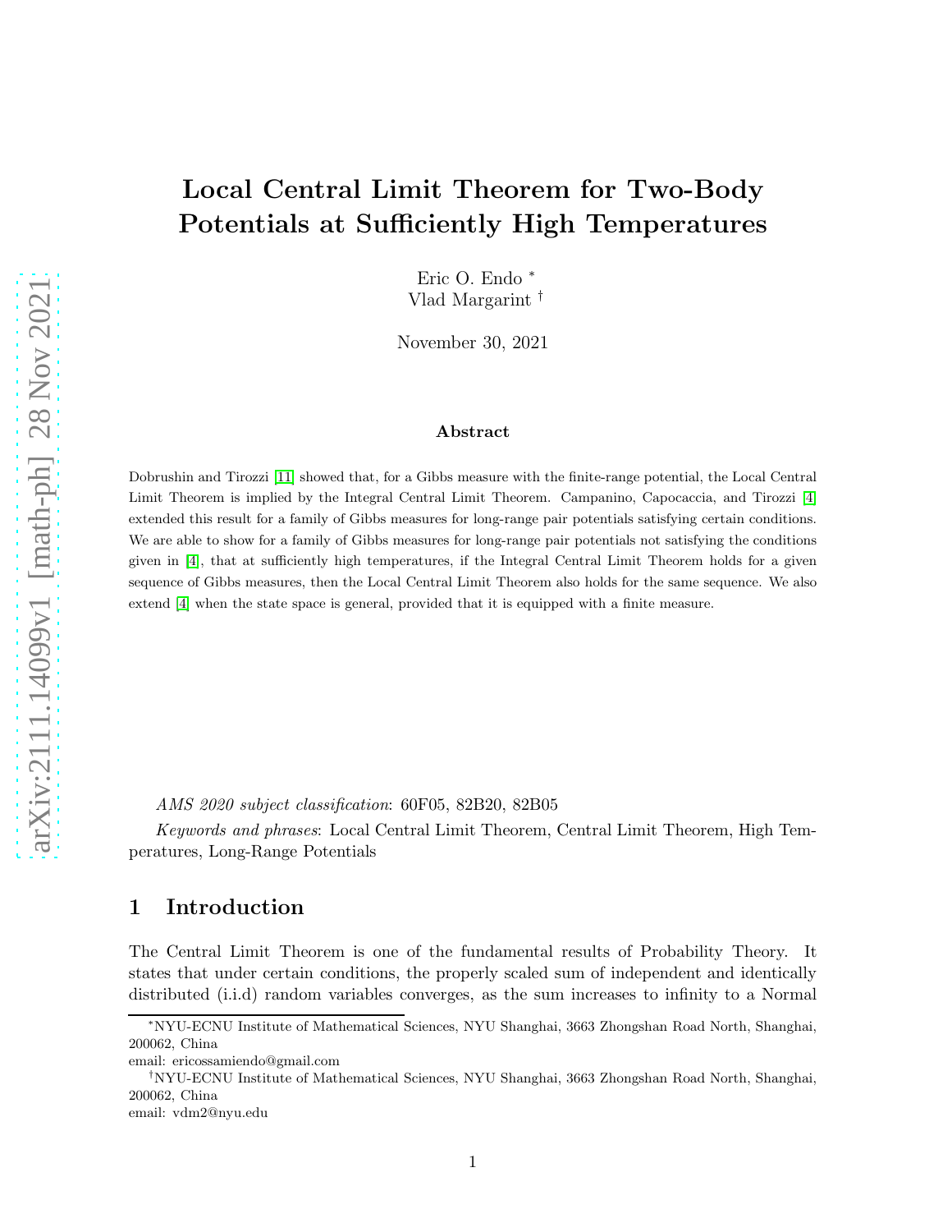# Local Central Limit Theorem for Two-Body Potentials at Sufficiently High Temperatures

Eric O. Endo [*]
Vlad Margarint [†]

November 30, 2021

### Abstract

Dobrushin and Tirozzi [11] showed that, for a Gibbs measure with the finite-range potential, the Local Central Limit Theorem is implied by the Integral Central Limit Theorem. Campanino, Capocaccia, and Tirozzi [4] extended this result for a family of Gibbs measures for long-range pair potentials satisfying certain conditions. We are able to show for a family of Gibbs measures for long-range pair potentials not satisfying the conditions given in [4], that at sufficiently high temperatures, if the Integral Central Limit Theorem holds for a given sequence of Gibbs measures, then the Local Central Limit Theorem also holds for the same sequence. We also extend [4] when the state space is general, provided that it is equipped with a finite measure.

*AMS 2020 subject classification*: 60F05, 82B20, 82B05

*Keywords and phrases*: Local Central Limit Theorem, Central Limit Theorem, High Temperatures, Long-Range Potentials

## 1 Introduction

The Central Limit Theorem is one of the fundamental results of Probability Theory. It states that under certain conditions, the properly scaled sum of independent and identically distributed (i.i.d) random variables converges, as the sum increases to infinity to a Normal

[*] NYU-ECNU Institute of Mathematical Sciences, NYU Shanghai, 3663 Zhongshan Road North, Shanghai, 200062, China
email: ericossamiendo@gmail.com

[†] NYU-ECNU Institute of Mathematical Sciences, NYU Shanghai, 3663 Zhongshan Road North, Shanghai, 200062, China
email: vdm2@nyu.edu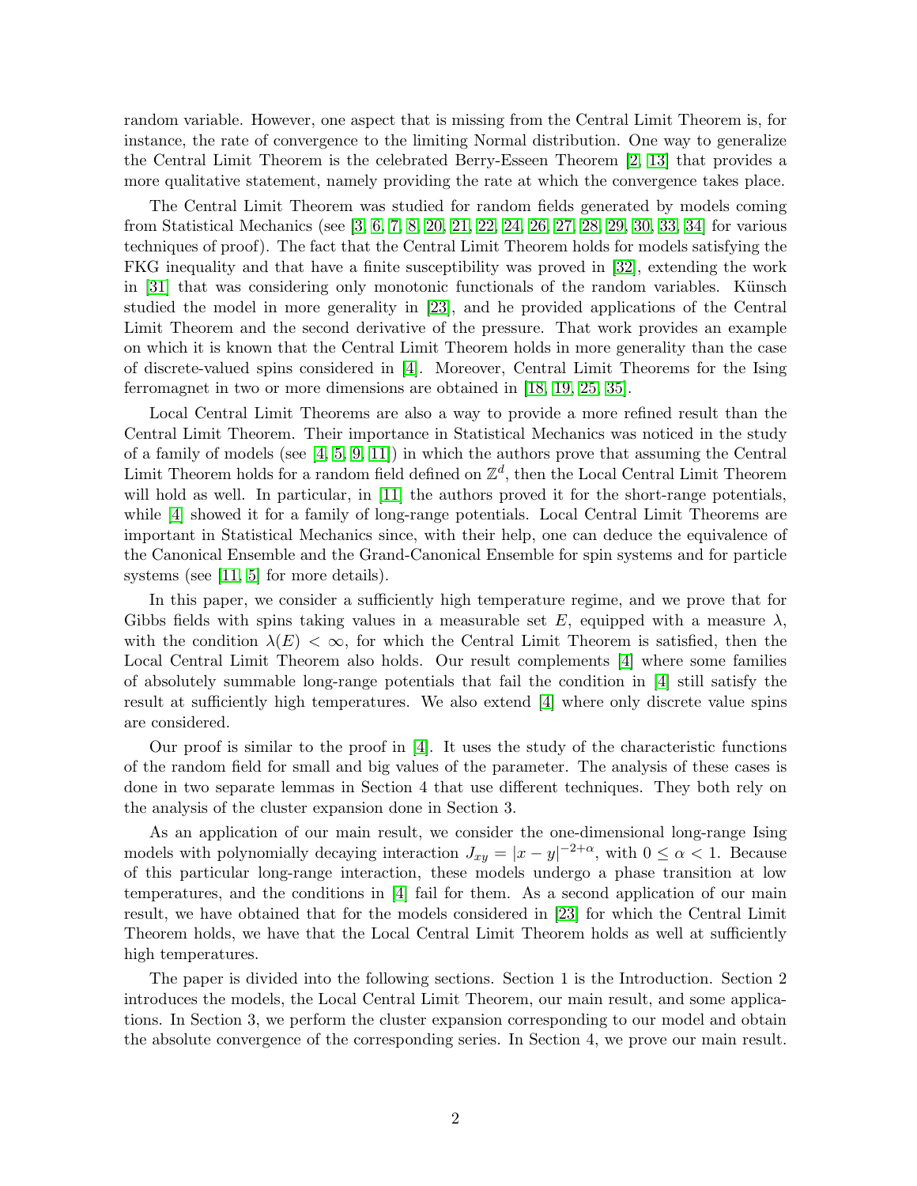random variable. However, one aspect that is missing from the Central Limit Theorem is, for instance, the rate of convergence to the limiting Normal distribution. One way to generalize the Central Limit Theorem is the celebrated Berry-Esseen Theorem [2, 13] that provides a more qualitative statement, namely providing the rate at which the convergence takes place.

The Central Limit Theorem was studied for random fields generated by models coming from Statistical Mechanics (see [3, 6, 7, 8, 20, 21, 22, 24, 26, 27, 28, 29, 30, 33, 34] for various techniques of proof). The fact that the Central Limit Theorem holds for models satisfying the FKG inequality and that have a finite susceptibility was proved in [32], extending the work in [31] that was considering only monotonic functionals of the random variables. Künsch studied the model in more generality in [23], and he provided applications of the Central Limit Theorem and the second derivative of the pressure. That work provides an example on which it is known that the Central Limit Theorem holds in more generality than the case of discrete-valued spins considered in [4]. Moreover, Central Limit Theorems for the Ising ferromagnet in two or more dimensions are obtained in [18, 19, 25, 35].

Local Central Limit Theorems are also a way to provide a more refined result than the Central Limit Theorem. Their importance in Statistical Mechanics was noticed in the study of a family of models (see [4, 5, 9, 11]) in which the authors prove that assuming the Central Limit Theorem holds for a random field defined on $\mathbb{Z}^d$, then the Local Central Limit Theorem will hold as well. In particular, in [11] the authors proved it for the short-range potentials, while [4] showed it for a family of long-range potentials. Local Central Limit Theorems are important in Statistical Mechanics since, with their help, one can deduce the equivalence of the Canonical Ensemble and the Grand-Canonical Ensemble for spin systems and for particle systems (see [11, 5] for more details).

In this paper, we consider a sufficiently high temperature regime, and we prove that for Gibbs fields with spins taking values in a measurable set $E$, equipped with a measure $\lambda$, with the condition $\lambda(E) < \infty$, for which the Central Limit Theorem is satisfied, then the Local Central Limit Theorem also holds. Our result complements [4] where some families of absolutely summable long-range potentials that fail the condition in [4] still satisfy the result at sufficiently high temperatures. We also extend [4] where only discrete value spins are considered.

Our proof is similar to the proof in [4]. It uses the study of the characteristic functions of the random field for small and big values of the parameter. The analysis of these cases is done in two separate lemmas in Section 4 that use different techniques. They both rely on the analysis of the cluster expansion done in Section 3.

As an application of our main result, we consider the one-dimensional long-range Ising models with polynomially decaying interaction $J_{xy} = |x-y|^{-2+\alpha}$, with $0 \leq \alpha < 1$. Because of this particular long-range interaction, these models undergo a phase transition at low temperatures, and the conditions in [4] fail for them. As a second application of our main result, we have obtained that for the models considered in [23] for which the Central Limit Theorem holds, we have that the Local Central Limit Theorem holds as well at sufficiently high temperatures.

The paper is divided into the following sections. Section 1 is the Introduction. Section 2 introduces the models, the Local Central Limit Theorem, our main result, and some applications. In Section 3, we perform the cluster expansion corresponding to our model and obtain the absolute convergence of the corresponding series. In Section 4, we prove our main result.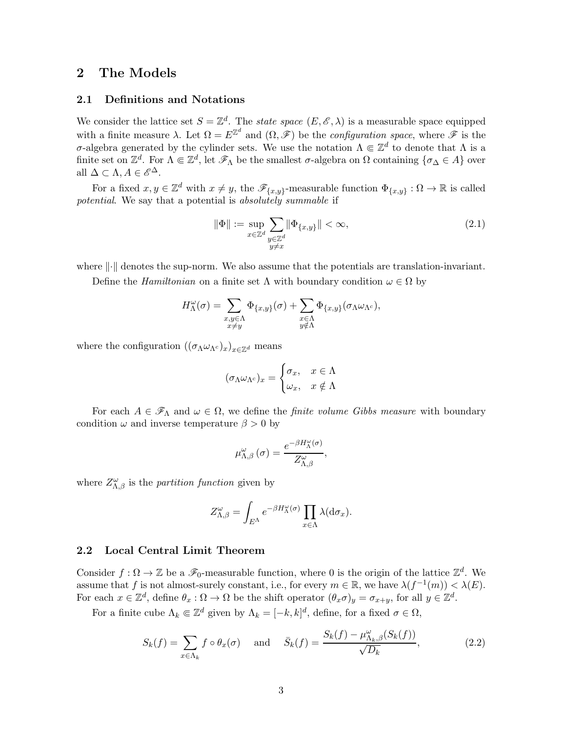## 2 The Models

### 2.1 Definitions and Notations

We consider the lattice set $S = \mathbb{Z}^d$. The *state space* $(E, \mathscr{E}, \lambda)$ is a measurable space equipped with a finite measure $\lambda$. Let $\Omega = E^{\mathbb{Z}^d}$ and $(\Omega, \mathscr{F})$ be the *configuration space*, where $\mathscr{F}$ is the $\sigma$-algebra generated by the cylinder sets. We use the notation $\Lambda \Subset \mathbb{Z}^d$ to denote that $\Lambda$ is a finite set on $\mathbb{Z}^d$. For $\Lambda \Subset \mathbb{Z}^d$, let $\mathscr{F}_\Lambda$ be the smallest $\sigma$-algebra on $\Omega$ containing $\{\sigma_\Delta \in A\}$ over all $\Delta \subset \Lambda, A \in \mathscr{E}^\Delta$.

For a fixed $x, y \in \mathbb{Z}^d$ with $x \neq y$, the $\mathscr{F}_{\{x,y\}}$-measurable function $\Phi_{\{x,y\}} : \Omega \to \mathbb{R}$ is called *potential*. We say that a potential is *absolutely summable* if

$$\|\Phi\| := \sup_{x \in \mathbb{Z}^d} \sum_{\substack{y \in \mathbb{Z}^d \\ y \neq x}} \|\Phi_{\{x,y\}}\| < \infty, \tag{2.1}$$

where $\|\cdot\|$ denotes the sup-norm. We also assume that the potentials are translation-invariant.

Define the *Hamiltonian* on a finite set $\Lambda$ with boundary condition $\omega \in \Omega$ by

$$H_\Lambda^\omega(\sigma) = \sum_{\substack{x,y \in \Lambda \\ x \neq y}} \Phi_{\{x,y\}}(\sigma) + \sum_{\substack{x \in \Lambda \\ y \notin \Lambda}} \Phi_{\{x,y\}}(\sigma_\Lambda \omega_{\Lambda^c}),$$

where the configuration $((\sigma_\Lambda \omega_{\Lambda^c})_x)_{x \in \mathbb{Z}^d}$ means

$$(\sigma_\Lambda \omega_{\Lambda^c})_x = \begin{cases} \sigma_x, & x \in \Lambda \\ \omega_x, & x \notin \Lambda \end{cases}$$

For each $A \in \mathscr{F}_\Lambda$ and $\omega \in \Omega$, we define the *finite volume Gibbs measure* with boundary condition $\omega$ and inverse temperature $\beta > 0$ by

$$\mu_{\Lambda,\beta}^\omega(\sigma) = \frac{e^{-\beta H_\Lambda^\omega(\sigma)}}{Z_{\Lambda,\beta}^\omega},$$

where $Z_{\Lambda,\beta}^\omega$ is the *partition function* given by

$$Z_{\Lambda,\beta}^\omega = \int_{E^\Lambda} e^{-\beta H_\Lambda^\omega(\sigma)} \prod_{x \in \Lambda} \lambda(\mathrm{d}\sigma_x).$$

### 2.2 Local Central Limit Theorem

Consider $f : \Omega \to \mathbb{Z}$ be a $\mathscr{F}_0$-measurable function, where 0 is the origin of the lattice $\mathbb{Z}^d$. We assume that $f$ is not almost-surely constant, i.e., for every $m \in \mathbb{R}$, we have $\lambda(f^{-1}(m)) < \lambda(E)$. For each $x \in \mathbb{Z}^d$, define $\theta_x : \Omega \to \Omega$ be the shift operator $(\theta_x \sigma)_y = \sigma_{x+y}$, for all $y \in \mathbb{Z}^d$.

For a finite cube $\Lambda_k \Subset \mathbb{Z}^d$ given by $\Lambda_k = [-k, k]^d$, define, for a fixed $\sigma \in \Omega$,

$$S_k(f) = \sum_{x \in \Lambda_k} f \circ \theta_x(\sigma) \quad \text{and} \quad \bar{S}_k(f) = \frac{S_k(f) - \mu_{\Lambda_k,\beta}^\omega(S_k(f))}{\sqrt{D_k}}, \tag{2.2}$$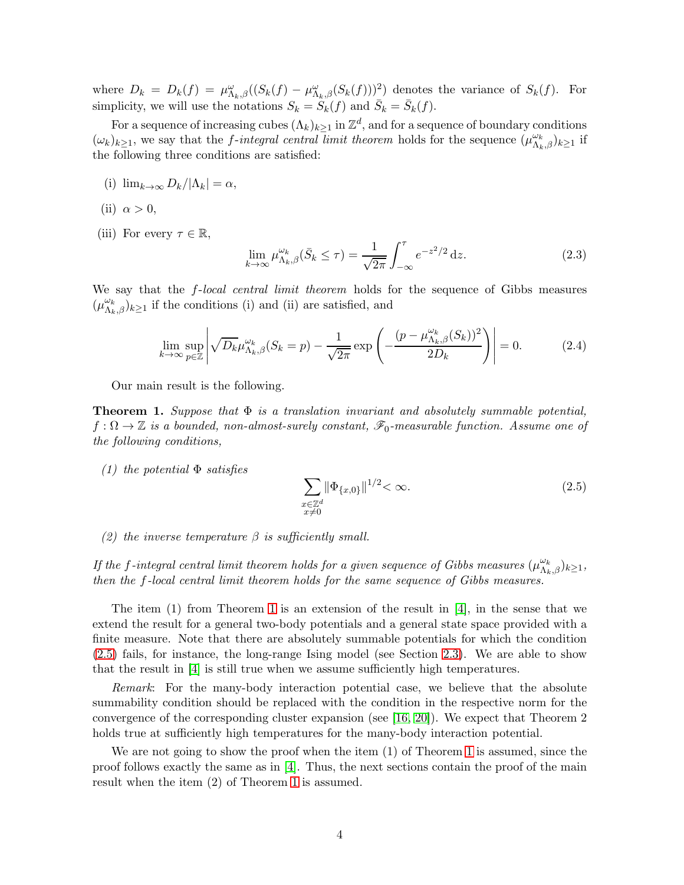where $D_k = D_k(f) = \mu^{\omega}_{\Lambda_k,\beta}((S_k(f) - \mu^{\omega}_{\Lambda_k,\beta}(S_k(f)))^2)$ denotes the variance of $S_k(f)$. For simplicity, we will use the notations $S_k = S_k(f)$ and $\bar{S}_k = \bar{S}_k(f)$.

For a sequence of increasing cubes $(\Lambda_k)_{k\geq 1}$ in $\mathbb{Z}^d$, and for a sequence of boundary conditions $(\omega_k)_{k\geq 1}$, we say that the *f-integral central limit theorem* holds for the sequence $(\mu^{\omega_k}_{\Lambda_k,\beta})_{k\geq 1}$ if the following three conditions are satisfied:

(i) $\lim_{k\to\infty} D_k/|\Lambda_k| = \alpha$,

(ii) $\alpha > 0$,

(iii) For every $\tau \in \mathbb{R}$,

$$\lim_{k\to\infty} \mu^{\omega_k}_{\Lambda_k,\beta}(\bar{S}_k \leq \tau) = \frac{1}{\sqrt{2\pi}} \int_{-\infty}^{\tau} e^{-z^2/2}\, \mathrm{d}z. \tag{2.3}$$

We say that the *f-local central limit theorem* holds for the sequence of Gibbs measures $(\mu^{\omega_k}_{\Lambda_k,\beta})_{k\geq 1}$ if the conditions (i) and (ii) are satisfied, and

$$\lim_{k\to\infty} \sup_{p\in\mathbb{Z}} \left| \sqrt{D_k}\mu^{\omega_k}_{\Lambda_k,\beta}(S_k = p) - \frac{1}{\sqrt{2\pi}} \exp\left( -\frac{(p - \mu^{\omega_k}_{\Lambda_k,\beta}(S_k))^2}{2D_k} \right) \right| = 0. \tag{2.4}$$

Our main result is the following.

**Theorem 1.** *Suppose that $\Phi$ is a translation invariant and absolutely summable potential, $f : \Omega \to \mathbb{Z}$ is a bounded, non-almost-surely constant, $\mathscr{F}_0$-measurable function. Assume one of the following conditions,*

*(1) the potential $\Phi$ satisfies*

$$\sum_{\substack{x\in\mathbb{Z}^d \\ x\neq 0}} \|\Phi_{\{x,0\}}\|^{1/2} < \infty. \tag{2.5}$$

*(2) the inverse temperature $\beta$ is sufficiently small.*

*If the $f$-integral central limit theorem holds for a given sequence of Gibbs measures $(\mu^{\omega_k}_{\Lambda_k,\beta})_{k\geq 1}$, then the $f$-local central limit theorem holds for the same sequence of Gibbs measures.*

The item (1) from Theorem 1 is an extension of the result in [4], in the sense that we extend the result for a general two-body potentials and a general state space provided with a finite measure. Note that there are absolutely summable potentials for which the condition (2.5) fails, for instance, the long-range Ising model (see Section 2.3). We are able to show that the result in [4] is still true when we assume sufficiently high temperatures.

*Remark*: For the many-body interaction potential case, we believe that the absolute summability condition should be replaced with the condition in the respective norm for the convergence of the corresponding cluster expansion (see [16, 20]). We expect that Theorem 2 holds true at sufficiently high temperatures for the many-body interaction potential.

We are not going to show the proof when the item (1) of Theorem 1 is assumed, since the proof follows exactly the same as in [4]. Thus, the next sections contain the proof of the main result when the item (2) of Theorem 1 is assumed.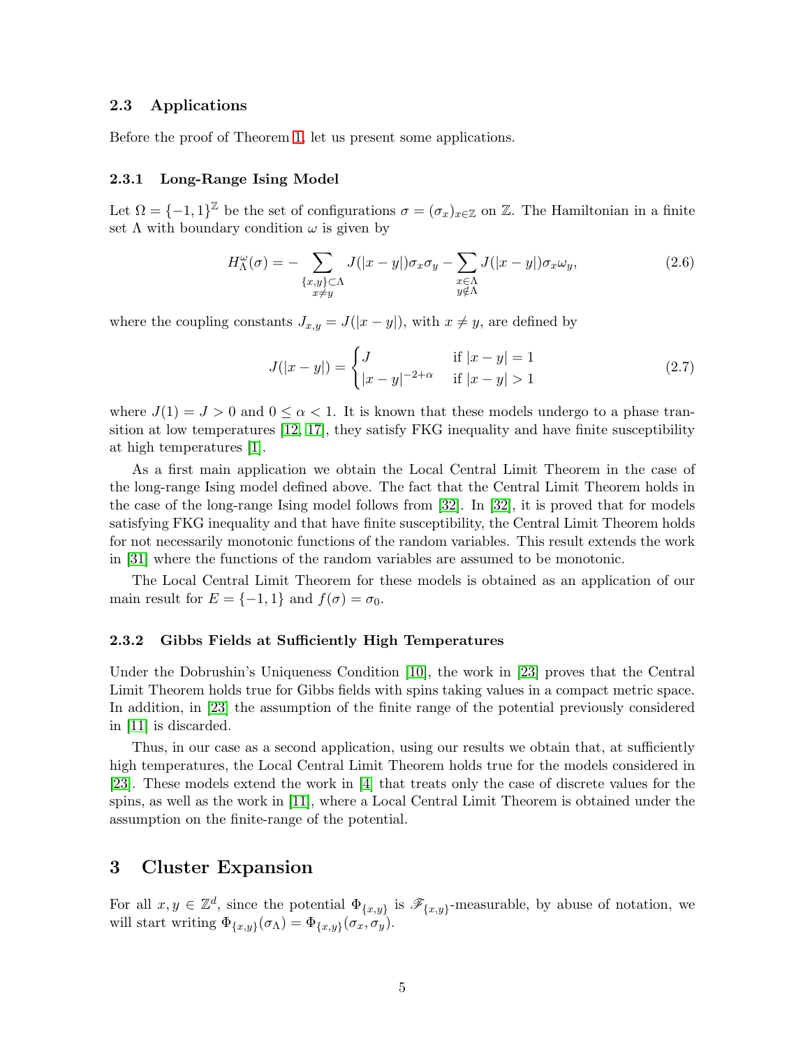### 2.3 Applications

Before the proof of Theorem 1, let us present some applications.

#### 2.3.1 Long-Range Ising Model

Let $\Omega = \{-1, 1\}^{\mathbb{Z}}$ be the set of configurations $\sigma = (\sigma_x)_{x\in\mathbb{Z}}$ on $\mathbb{Z}$. The Hamiltonian in a finite set $\Lambda$ with boundary condition $\omega$ is given by

$$H_\Lambda^\omega(\sigma) = -\sum_{\substack{\{x,y\}\subset\Lambda \\ x\neq y}} J(|x-y|)\sigma_x\sigma_y - \sum_{\substack{x\in\Lambda \\ y\notin\Lambda}} J(|x-y|)\sigma_x\omega_y, \tag{2.6}$$

where the coupling constants $J_{x,y} = J(|x-y|)$, with $x \neq y$, are defined by

$$J(|x-y|) = \begin{cases} J & \text{if } |x-y| = 1 \\ |x-y|^{-2+\alpha} & \text{if } |x-y| > 1 \end{cases} \tag{2.7}$$

where $J(1) = J > 0$ and $0 \leq \alpha < 1$. It is known that these models undergo to a phase transition at low temperatures [12, 17], they satisfy FKG inequality and have finite susceptibility at high temperatures [1].

As a first main application we obtain the Local Central Limit Theorem in the case of the long-range Ising model defined above. The fact that the Central Limit Theorem holds in the case of the long-range Ising model follows from [32]. In [32], it is proved that for models satisfying FKG inequality and that have finite susceptibility, the Central Limit Theorem holds for not necessarily monotonic functions of the random variables. This result extends the work in [31] where the functions of the random variables are assumed to be monotonic.

The Local Central Limit Theorem for these models is obtained as an application of our main result for $E = \{-1, 1\}$ and $f(\sigma) = \sigma_0$.

#### 2.3.2 Gibbs Fields at Sufficiently High Temperatures

Under the Dobrushin's Uniqueness Condition [10], the work in [23] proves that the Central Limit Theorem holds true for Gibbs fields with spins taking values in a compact metric space. In addition, in [23] the assumption of the finite range of the potential previously considered in [11] is discarded.

Thus, in our case as a second application, using our results we obtain that, at sufficiently high temperatures, the Local Central Limit Theorem holds true for the models considered in [23]. These models extend the work in [4] that treats only the case of discrete values for the spins, as well as the work in [11], where a Local Central Limit Theorem is obtained under the assumption on the finite-range of the potential.

## 3 Cluster Expansion

For all $x, y \in \mathbb{Z}^d$, since the potential $\Phi_{\{x,y\}}$ is $\mathscr{F}_{\{x,y\}}$-measurable, by abuse of notation, we will start writing $\Phi_{\{x,y\}}(\sigma_\Lambda) = \Phi_{\{x,y\}}(\sigma_x, \sigma_y)$.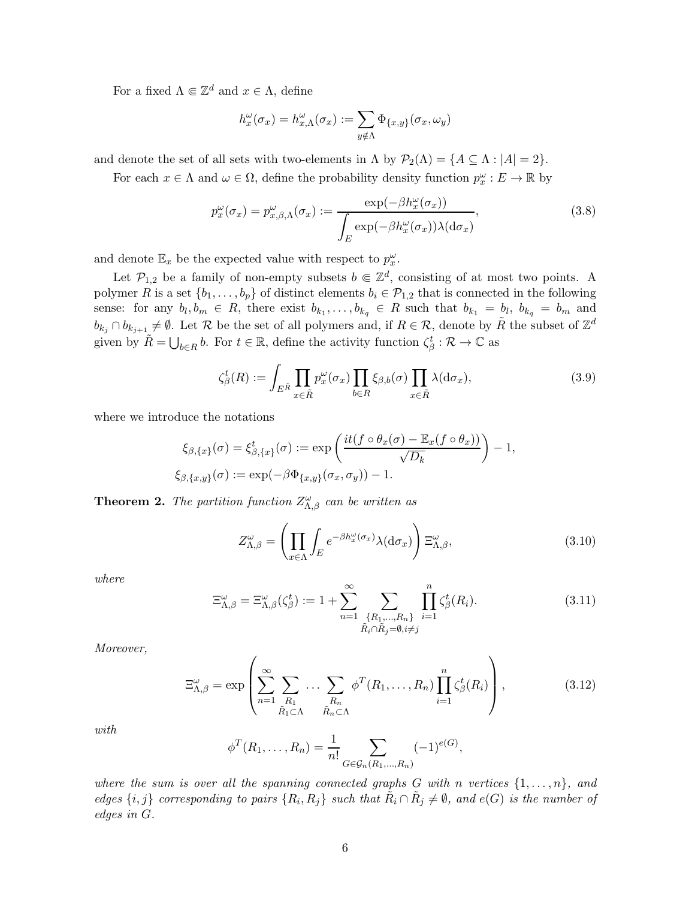For a fixed $\Lambda \Subset \mathbb{Z}^d$ and $x \in \Lambda$, define

$$h_x^\omega(\sigma_x) = h_{x,\Lambda}^\omega(\sigma_x) := \sum_{y \notin \Lambda} \Phi_{\{x,y\}}(\sigma_x, \omega_y)$$

and denote the set of all sets with two-elements in $\Lambda$ by $\mathcal{P}_2(\Lambda) = \{A \subseteq \Lambda : |A| = 2\}$.

For each $x \in \Lambda$ and $\omega \in \Omega$, define the probability density function $p_x^\omega : E \to \mathbb{R}$ by

$$p_x^\omega(\sigma_x) = p_{x,\beta,\Lambda}^\omega(\sigma_x) := \frac{\exp(-\beta h_x^\omega(\sigma_x))}{\displaystyle\int_E \exp(-\beta h_x^\omega(\sigma_x))\lambda(\mathrm{d}\sigma_x)}, \tag{3.8}$$

and denote $\mathbb{E}_x$ be the expected value with respect to $p_x^\omega$.

Let $\mathcal{P}_{1,2}$ be a family of non-empty subsets $b \Subset \mathbb{Z}^d$, consisting of at most two points. A polymer $R$ is a set $\{b_1, \dots, b_p\}$ of distinct elements $b_i \in \mathcal{P}_{1,2}$ that is connected in the following sense: for any $b_l, b_m \in R$, there exist $b_{k_1}, \dots, b_{k_q} \in R$ such that $b_{k_1} = b_l$, $b_{k_q} = b_m$ and $b_{k_j} \cap b_{k_{j+1}} \neq \emptyset$. Let $\mathcal{R}$ be the set of all polymers and, if $R \in \mathcal{R}$, denote by $\tilde{R}$ the subset of $\mathbb{Z}^d$ given by $\tilde{R} = \bigcup_{b \in R} b$. For $t \in \mathbb{R}$, define the activity function $\zeta_\beta^t : \mathcal{R} \to \mathbb{C}$ as

$$\zeta_\beta^t(R) := \int_{E^{\tilde{R}}} \prod_{x \in \tilde{R}} p_x^\omega(\sigma_x) \prod_{b \in R} \xi_{\beta,b}(\sigma) \prod_{x \in \tilde{R}} \lambda(\mathrm{d}\sigma_x), \tag{3.9}$$

where we introduce the notations

$$\xi_{\beta,\{x\}}(\sigma) = \xi_{\beta,\{x\}}^t(\sigma) := \exp\left(\frac{it(f \circ \theta_x(\sigma) - \mathbb{E}_x(f \circ \theta_x))}{\sqrt{D_k}}\right) - 1,$$
$$\xi_{\beta,\{x,y\}}(\sigma) := \exp(-\beta \Phi_{\{x,y\}}(\sigma_x, \sigma_y)) - 1.$$

**Theorem 2.** *The partition function $Z_{\Lambda,\beta}^\omega$ can be written as*

$$Z_{\Lambda,\beta}^\omega = \left(\prod_{x \in \Lambda} \int_E e^{-\beta h_x^\omega(\sigma_x)} \lambda(\mathrm{d}\sigma_x)\right) \Xi_{\Lambda,\beta}^\omega, \tag{3.10}$$

*where*

$$\Xi_{\Lambda,\beta}^\omega = \Xi_{\Lambda,\beta}^\omega(\zeta_\beta^t) := 1 + \sum_{n=1}^{\infty} \sum_{\substack{\{R_1,\dots,R_n\} \\ \tilde{R}_i \cap \tilde{R}_j = \emptyset, i \neq j}} \prod_{i=1}^{n} \zeta_\beta^t(R_i). \tag{3.11}$$

*Moreover,*

$$\Xi_{\Lambda,\beta}^\omega = \exp\left(\sum_{n=1}^{\infty} \sum_{\substack{R_1 \\ \tilde{R}_1 \subset \Lambda}} \cdots \sum_{\substack{R_n \\ \tilde{R}_n \subset \Lambda}} \phi^T(R_1, \dots, R_n) \prod_{i=1}^{n} \zeta_\beta^t(R_i)\right), \tag{3.12}$$

*with*

$$\phi^T(R_1, \dots, R_n) = \frac{1}{n!} \sum_{G \in \mathcal{G}_n(R_1,\dots,R_n)} (-1)^{e(G)},$$

*where the sum is over all the spanning connected graphs $G$ with $n$ vertices $\{1, \dots, n\}$, and edges $\{i, j\}$ corresponding to pairs $\{R_i, R_j\}$ such that $\tilde{R}_i \cap \tilde{R}_j \neq \emptyset$, and $e(G)$ is the number of edges in $G$.*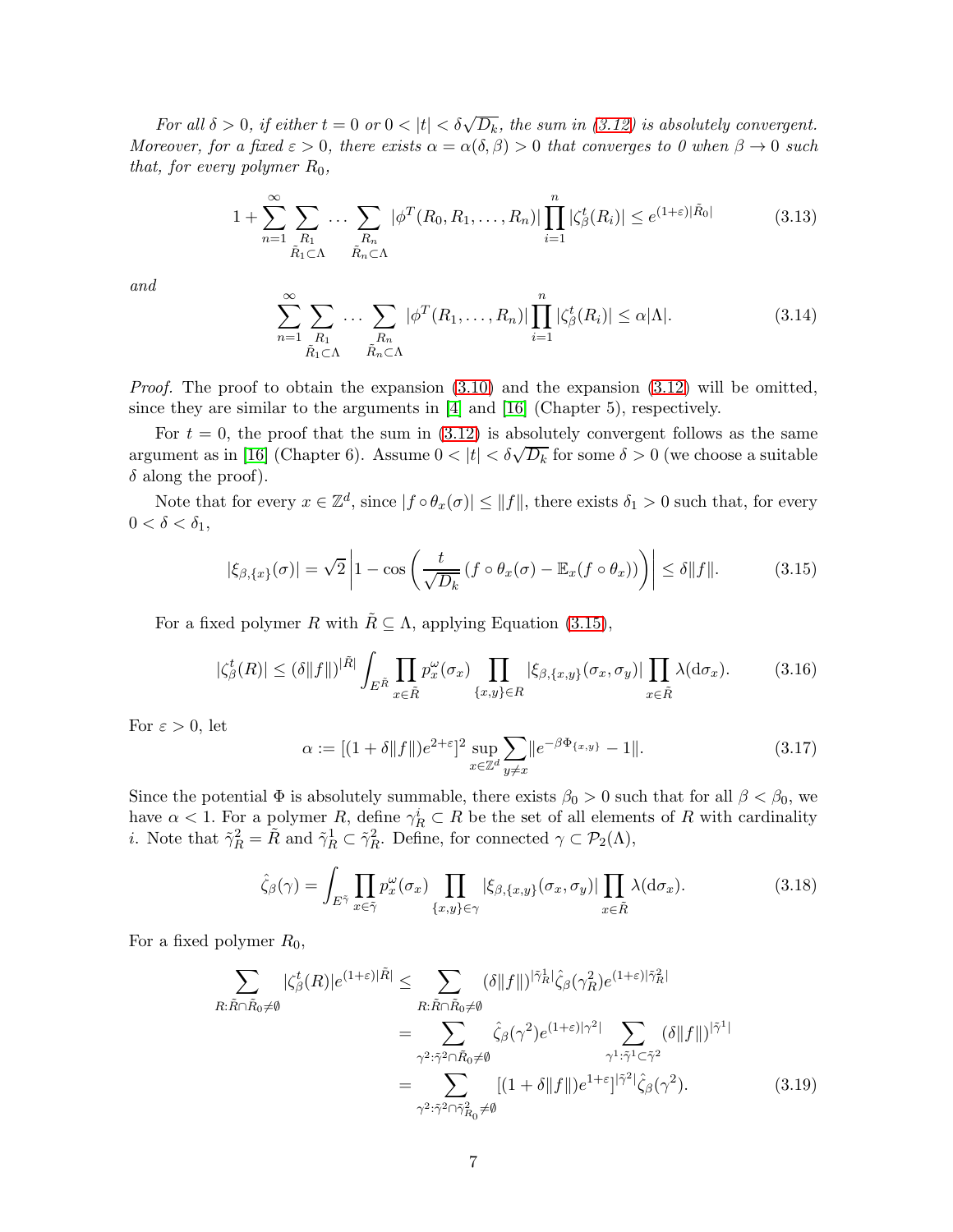*For all $\delta > 0$, if either $t = 0$ or $0 < |t| < \delta\sqrt{D_k}$, the sum in (3.12) is absolutely convergent. Moreover, for a fixed $\varepsilon > 0$, there exists $\alpha = \alpha(\delta, \beta) > 0$ that converges to 0 when $\beta \to 0$ such that, for every polymer $R_0$,*

$$1 + \sum_{n=1}^{\infty} \sum_{\substack{R_1 \\ \tilde{R}_1 \subset \Lambda}} \cdots \sum_{\substack{R_n \\ \tilde{R}_n \subset \Lambda}} |\phi^T(R_0, R_1, \ldots, R_n)| \prod_{i=1}^{n} |\zeta_\beta^t(R_i)| \leq e^{(1+\varepsilon)|\tilde{R}_0|} \tag{3.13}$$

*and*

$$\sum_{n=1}^{\infty} \sum_{\substack{R_1 \\ \tilde{R}_1 \subset \Lambda}} \cdots \sum_{\substack{R_n \\ \tilde{R}_n \subset \Lambda}} |\phi^T(R_1, \ldots, R_n)| \prod_{i=1}^{n} |\zeta_\beta^t(R_i)| \leq \alpha|\Lambda|. \tag{3.14}$$

*Proof.* The proof to obtain the expansion (3.10) and the expansion (3.12) will be omitted, since they are similar to the arguments in [4] and [16] (Chapter 5), respectively.

For $t = 0$, the proof that the sum in (3.12) is absolutely convergent follows as the same argument as in [16] (Chapter 6). Assume $0 < |t| < \delta\sqrt{D_k}$ for some $\delta > 0$ (we choose a suitable $\delta$ along the proof).

Note that for every $x \in \mathbb{Z}^d$, since $|f \circ \theta_x(\sigma)| \leq \|f\|$, there exists $\delta_1 > 0$ such that, for every $0 < \delta < \delta_1$,

$$|\xi_{\beta,\{x\}}(\sigma)| = \sqrt{2}\left|1 - \cos\left(\frac{t}{\sqrt{D_k}}\left(f \circ \theta_x(\sigma) - \mathbb{E}_x(f \circ \theta_x)\right)\right)\right| \leq \delta\|f\|. \tag{3.15}$$

For a fixed polymer $R$ with $\tilde{R} \subseteq \Lambda$, applying Equation (3.15),

$$|\zeta_\beta^t(R)| \leq (\delta\|f\|)^{|\tilde{R}|} \int_{E^{\tilde{R}}} \prod_{x \in \tilde{R}} p_x^\omega(\sigma_x) \prod_{\{x,y\} \in R} |\xi_{\beta,\{x,y\}}(\sigma_x, \sigma_y)| \prod_{x \in \tilde{R}} \lambda(\mathrm{d}\sigma_x). \tag{3.16}$$

For $\varepsilon > 0$, let

$$\alpha := [(1 + \delta\|f\|)e^{2+\varepsilon}]^2 \sup_{x \in \mathbb{Z}^d} \sum_{y \neq x} \|e^{-\beta\Phi_{\{x,y\}}} - 1\|. \tag{3.17}$$

Since the potential $\Phi$ is absolutely summable, there exists $\beta_0 > 0$ such that for all $\beta < \beta_0$, we have $\alpha < 1$. For a polymer $R$, define $\gamma_R^i \subset R$ be the set of all elements of $R$ with cardinality $i$. Note that $\tilde{\gamma}_R^2 = \tilde{R}$ and $\tilde{\gamma}_R^1 \subset \tilde{\gamma}_R^2$. Define, for connected $\gamma \subset \mathcal{P}_2(\Lambda)$,

$$\hat{\zeta}_\beta(\gamma) = \int_{E^{\tilde{\gamma}}} \prod_{x \in \tilde{\gamma}} p_x^\omega(\sigma_x) \prod_{\{x,y\} \in \gamma} |\xi_{\beta,\{x,y\}}(\sigma_x, \sigma_y)| \prod_{x \in \tilde{R}} \lambda(\mathrm{d}\sigma_x). \tag{3.18}$$

For a fixed polymer $R_0$,

$$\begin{aligned}
\sum_{R: \tilde{R} \cap \tilde{R}_0 \neq \emptyset} |\zeta_\beta^t(R)| e^{(1+\varepsilon)|\tilde{R}|} &\leq \sum_{R: \tilde{R} \cap \tilde{R}_0 \neq \emptyset} (\delta\|f\|)^{|\tilde{\gamma}_R^1|} \hat{\zeta}_\beta(\gamma_R^2) e^{(1+\varepsilon)|\tilde{\gamma}_R^2|} \\
&= \sum_{\gamma^2: \tilde{\gamma}^2 \cap \tilde{R}_0 \neq \emptyset} \hat{\zeta}_\beta(\gamma^2) e^{(1+\varepsilon)|\gamma^2|} \sum_{\gamma^1: \tilde{\gamma}^1 \subset \tilde{\gamma}^2} (\delta\|f\|)^{|\tilde{\gamma}^1|} \\
&= \sum_{\gamma^2: \tilde{\gamma}^2 \cap \tilde{\gamma}_{R_0}^2 \neq \emptyset} [(1 + \delta\|f\|)e^{1+\varepsilon}]^{|\tilde{\gamma}^2|} \hat{\zeta}_\beta(\gamma^2). \qquad (3.19)
\end{aligned}$$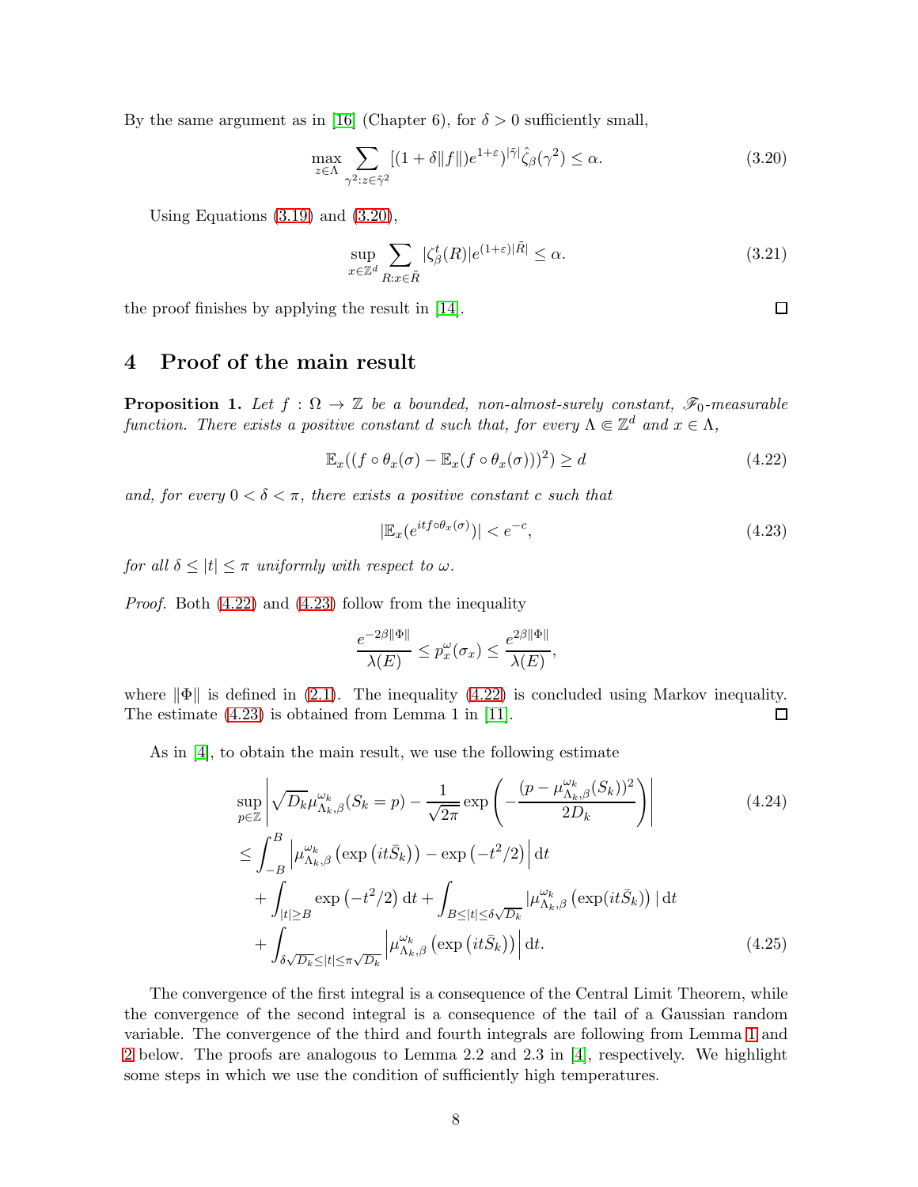By the same argument as in [16] (Chapter 6), for $\delta > 0$ sufficiently small,

$$\max_{z \in \Lambda} \sum_{\gamma^2 : z \in \tilde{\gamma}^2} [(1 + \delta \|f\|) e^{1+\varepsilon})^{|\tilde{\gamma}|} \hat{\zeta}_\beta(\gamma^2) \leq \alpha. \tag{3.20}$$

Using Equations (3.19) and (3.20),

$$\sup_{x \in \mathbb{Z}^d} \sum_{R : x \in \tilde{R}} |\zeta^t_\beta(R)| e^{(1+\varepsilon)|\tilde{R}|} \leq \alpha. \tag{3.21}$$

the proof finishes by applying the result in [14]. ◻

# 4 Proof of the main result

**Proposition 1.** *Let $f : \Omega \to \mathbb{Z}$ be a bounded, non-almost-surely constant, $\mathscr{F}_0$-measurable function. There exists a positive constant $d$ such that, for every $\Lambda \Subset \mathbb{Z}^d$ and $x \in \Lambda$,*

$$\mathbb{E}_x((f \circ \theta_x(\sigma) - \mathbb{E}_x(f \circ \theta_x(\sigma)))^2) \geq d \tag{4.22}$$

*and, for every $0 < \delta < \pi$, there exists a positive constant $c$ such that*

$$|\mathbb{E}_x(e^{itf \circ \theta_x(\sigma)})| < e^{-c}, \tag{4.23}$$

*for all $\delta \leq |t| \leq \pi$ uniformly with respect to $\omega$.*

*Proof.* Both (4.22) and (4.23) follow from the inequality

$$\frac{e^{-2\beta\|\Phi\|}}{\lambda(E)} \leq p^\omega_x(\sigma_x) \leq \frac{e^{2\beta\|\Phi\|}}{\lambda(E)},$$

where $\|\Phi\|$ is defined in (2.1). The inequality (4.22) is concluded using Markov inequality. The estimate (4.23) is obtained from Lemma 1 in [11]. ◻

As in [4], to obtain the main result, we use the following estimate

$$\begin{aligned}
&\sup_{p \in \mathbb{Z}} \left| \sqrt{D_k} \mu^{\omega_k}_{\Lambda_k,\beta}(S_k = p) - \frac{1}{\sqrt{2\pi}} \exp\left( -\frac{(p - \mu^{\omega_k}_{\Lambda_k,\beta}(S_k))^2}{2D_k} \right) \right| \qquad (4.24) \\
&\leq \int_{-B}^{B} \left| \mu^{\omega_k}_{\Lambda_k,\beta}\left(\exp\left(it\bar{S}_k\right)\right) - \exp\left(-t^2/2\right) \right| \mathrm{d}t \\
&\quad + \int_{|t| \geq B} \exp\left(-t^2/2\right) \mathrm{d}t + \int_{B \leq |t| \leq \delta\sqrt{D_k}} \left| \mu^{\omega_k}_{\Lambda_k,\beta}\left(\exp(it\bar{S}_k)\right) \right| \mathrm{d}t \\
&\quad + \int_{\delta\sqrt{D_k} \leq |t| \leq \pi\sqrt{D_k}} \left| \mu^{\omega_k}_{\Lambda_k,\beta}\left(\exp\left(it\bar{S}_k\right)\right) \right| \mathrm{d}t. \qquad (4.25)
\end{aligned}$$

The convergence of the first integral is a consequence of the Central Limit Theorem, while the convergence of the second integral is a consequence of the tail of a Gaussian random variable. The convergence of the third and fourth integrals are following from Lemma 1 and 2 below. The proofs are analogous to Lemma 2.2 and 2.3 in [4], respectively. We highlight some steps in which we use the condition of sufficiently high temperatures.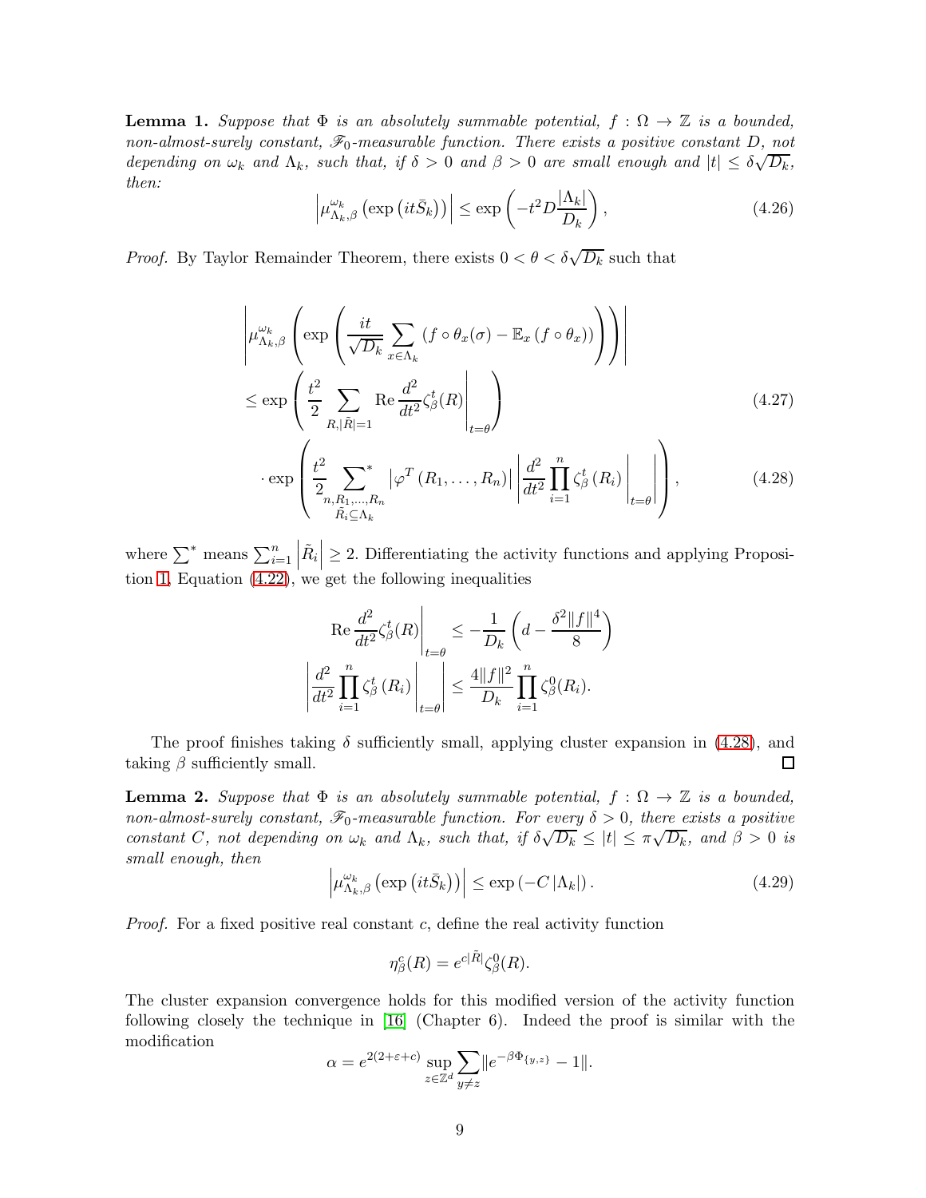**Lemma 1.** *Suppose that $\Phi$ is an absolutely summable potential, $f : \Omega \to \mathbb{Z}$ is a bounded, non-almost-surely constant, $\mathscr{F}_0$-measurable function. There exists a positive constant $D$, not depending on $\omega_k$ and $\Lambda_k$, such that, if $\delta > 0$ and $\beta > 0$ are small enough and $|t| \leq \delta\sqrt{D_k}$, then:*

$$\left|\mu^{\omega_k}_{\Lambda_k,\beta}\left(\exp\left(it\bar{S}_k\right)\right)\right| \leq \exp\left(-t^2 D \frac{|\Lambda_k|}{D_k}\right), \tag{4.26}$$

*Proof.* By Taylor Remainder Theorem, there exists $0 < \theta < \delta\sqrt{D_k}$ such that

$$\left|\mu^{\omega_k}_{\Lambda_k,\beta}\left(\exp\left(\frac{it}{\sqrt{D_k}}\sum_{x\in\Lambda_k}\left(f\circ\theta_x(\sigma) - \mathbb{E}_x\left(f\circ\theta_x\right)\right)\right)\right)\right|$$

$$\leq \exp\left(\frac{t^2}{2}\sum_{R,|\tilde{R}|=1}\operatorname{Re}\left.\frac{d^2}{dt^2}\zeta^t_\beta(R)\right|_{t=\theta}\right) \tag{4.27}$$

$$\cdot \exp\left(\frac{t^2}{2}\sum^{*}_{\substack{n,R_1,\ldots,R_n\\ \tilde{R}_i\subseteq\Lambda_k}}\left|\varphi^T\left(R_1,\ldots,R_n\right)\right|\left|\left.\frac{d^2}{dt^2}\prod_{i=1}^n\zeta^t_\beta\left(R_i\right)\right|_{t=\theta}\right|\right), \tag{4.28}$$

where $\sum^*$ means $\sum_{i=1}^n \left|\tilde{R}_i\right| \geq 2$. Differentiating the activity functions and applying Proposition 1, Equation (4.22), we get the following inequalities

$$\operatorname{Re}\left.\frac{d^2}{dt^2}\zeta^t_\beta(R)\right|_{t=\theta} \leq -\frac{1}{D_k}\left(d - \frac{\delta^2\|f\|^4}{8}\right)$$

$$\left|\left.\frac{d^2}{dt^2}\prod_{i=1}^n\zeta^t_\beta\left(R_i\right)\right|_{t=\theta}\right| \leq \frac{4\|f\|^2}{D_k}\prod_{i=1}^n\zeta^0_\beta(R_i).$$

The proof finishes taking $\delta$ sufficiently small, applying cluster expansion in (4.28), and taking $\beta$ sufficiently small. $\square$

**Lemma 2.** *Suppose that $\Phi$ is an absolutely summable potential, $f : \Omega \to \mathbb{Z}$ is a bounded, non-almost-surely constant, $\mathscr{F}_0$-measurable function. For every $\delta > 0$, there exists a positive constant $C$, not depending on $\omega_k$ and $\Lambda_k$, such that, if $\delta\sqrt{D_k} \leq |t| \leq \pi\sqrt{D_k}$, and $\beta > 0$ is small enough, then*

$$\left|\mu^{\omega_k}_{\Lambda_k,\beta}\left(\exp\left(it\bar{S}_k\right)\right)\right| \leq \exp\left(-C\left|\Lambda_k\right|\right). \tag{4.29}$$

*Proof.* For a fixed positive real constant $c$, define the real activity function

$$\eta^c_\beta(R) = e^{c|\tilde{R}|}\zeta^0_\beta(R).$$

The cluster expansion convergence holds for this modified version of the activity function following closely the technique in [16] (Chapter 6). Indeed the proof is similar with the modification

$$\alpha = e^{2(2+\varepsilon+c)}\sup_{z\in\mathbb{Z}^d}\sum_{y\neq z}\|e^{-\beta\Phi_{\{y,z\}}} - 1\|.$$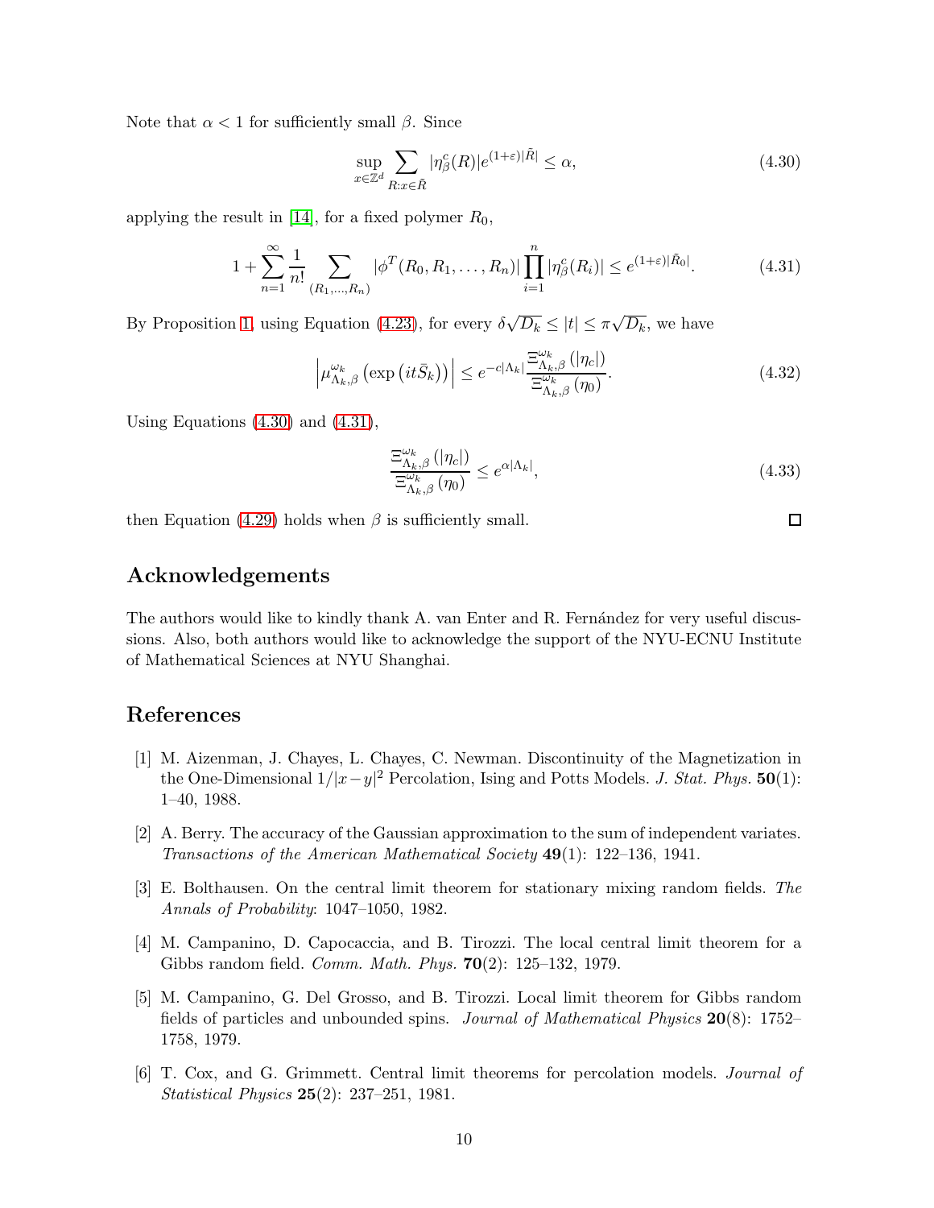Note that $\alpha < 1$ for sufficiently small $\beta$. Since

$$\sup_{x\in\mathbb{Z}^d} \sum_{R:x\in\tilde{R}} |\eta^c_\beta(R)| e^{(1+\varepsilon)|\tilde{R}|} \leq \alpha, \tag{4.30}$$

applying the result in [14], for a fixed polymer $R_0$,

$$1 + \sum_{n=1}^{\infty} \frac{1}{n!} \sum_{(R_1,\ldots,R_n)} |\phi^T(R_0, R_1, \ldots, R_n)| \prod_{i=1}^{n} |\eta^c_\beta(R_i)| \leq e^{(1+\varepsilon)|\tilde{R}_0|}. \tag{4.31}$$

By Proposition 1, using Equation (4.23), for every $\delta\sqrt{D_k} \leq |t| \leq \pi\sqrt{D_k}$, we have

$$\left|\mu^{\omega_k}_{\Lambda_k,\beta}\left(\exp\left(it\bar{S}_k\right)\right)\right| \leq e^{-c|\Lambda_k|} \frac{\Xi^{\omega_k}_{\Lambda_k,\beta}(|\eta_c|)}{\Xi^{\omega_k}_{\Lambda_k,\beta}(\eta_0)}. \tag{4.32}$$

Using Equations (4.30) and (4.31),

$$\frac{\Xi^{\omega_k}_{\Lambda_k,\beta}(|\eta_c|)}{\Xi^{\omega_k}_{\Lambda_k,\beta}(\eta_0)} \leq e^{\alpha|\Lambda_k|}, \tag{4.33}$$

then Equation (4.29) holds when $\beta$ is sufficiently small. □

## Acknowledgements

The authors would like to kindly thank A. van Enter and R. Fernández for very useful discussions. Also, both authors would like to acknowledge the support of the NYU-ECNU Institute of Mathematical Sciences at NYU Shanghai.

## References

[1] M. Aizenman, J. Chayes, L. Chayes, C. Newman. Discontinuity of the Magnetization in the One-Dimensional $1/|x-y|^2$ Percolation, Ising and Potts Models. *J. Stat. Phys.* **50**(1): 1–40, 1988.

[2] A. Berry. The accuracy of the Gaussian approximation to the sum of independent variates. *Transactions of the American Mathematical Society* **49**(1): 122–136, 1941.

[3] E. Bolthausen. On the central limit theorem for stationary mixing random fields. *The Annals of Probability*: 1047–1050, 1982.

[4] M. Campanino, D. Capocaccia, and B. Tirozzi. The local central limit theorem for a Gibbs random field. *Comm. Math. Phys.* **70**(2): 125–132, 1979.

[5] M. Campanino, G. Del Grosso, and B. Tirozzi. Local limit theorem for Gibbs random fields of particles and unbounded spins. *Journal of Mathematical Physics* **20**(8): 1752–1758, 1979.

[6] T. Cox, and G. Grimmett. Central limit theorems for percolation models. *Journal of Statistical Physics* **25**(2): 237–251, 1981.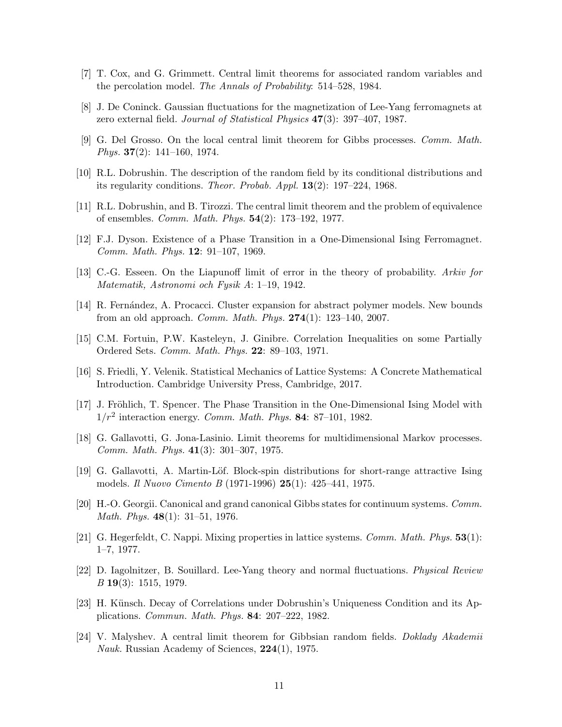[7] T. Cox, and G. Grimmett. Central limit theorems for associated random variables and the percolation model. *The Annals of Probability*: 514–528, 1984.

[8] J. De Coninck. Gaussian fluctuations for the magnetization of Lee-Yang ferromagnets at zero external field. *Journal of Statistical Physics* **47**(3): 397–407, 1987.

[9] G. Del Grosso. On the local central limit theorem for Gibbs processes. *Comm. Math. Phys.* **37**(2): 141–160, 1974.

[10] R.L. Dobrushin. The description of the random field by its conditional distributions and its regularity conditions. *Theor. Probab. Appl.* **13**(2): 197–224, 1968.

[11] R.L. Dobrushin, and B. Tirozzi. The central limit theorem and the problem of equivalence of ensembles. *Comm. Math. Phys.* **54**(2): 173–192, 1977.

[12] F.J. Dyson. Existence of a Phase Transition in a One-Dimensional Ising Ferromagnet. *Comm. Math. Phys.* **12**: 91–107, 1969.

[13] C.-G. Esseen. On the Liapunoff limit of error in the theory of probability. *Arkiv for Matematik, Astronomi och Fysik A*: 1–19, 1942.

[14] R. Fernández, A. Procacci. Cluster expansion for abstract polymer models. New bounds from an old approach. *Comm. Math. Phys.* **274**(1): 123–140, 2007.

[15] C.M. Fortuin, P.W. Kasteleyn, J. Ginibre. Correlation Inequalities on some Partially Ordered Sets. *Comm. Math. Phys.* **22**: 89–103, 1971.

[16] S. Friedli, Y. Velenik. Statistical Mechanics of Lattice Systems: A Concrete Mathematical Introduction. Cambridge University Press, Cambridge, 2017.

[17] J. Fröhlich, T. Spencer. The Phase Transition in the One-Dimensional Ising Model with $1/r^2$ interaction energy. *Comm. Math. Phys.* **84**: 87–101, 1982.

[18] G. Gallavotti, G. Jona-Lasinio. Limit theorems for multidimensional Markov processes. *Comm. Math. Phys.* **41**(3): 301–307, 1975.

[19] G. Gallavotti, A. Martin-Löf. Block-spin distributions for short-range attractive Ising models. *Il Nuovo Cimento B* (1971-1996) **25**(1): 425–441, 1975.

[20] H.-O. Georgii. Canonical and grand canonical Gibbs states for continuum systems. *Comm. Math. Phys.* **48**(1): 31–51, 1976.

[21] G. Hegerfeldt, C. Nappi. Mixing properties in lattice systems. *Comm. Math. Phys.* **53**(1): 1–7, 1977.

[22] D. Iagolnitzer, B. Souillard. Lee-Yang theory and normal fluctuations. *Physical Review B* **19**(3): 1515, 1979.

[23] H. Künsch. Decay of Correlations under Dobrushin's Uniqueness Condition and its Applications. *Commun. Math. Phys.* **84**: 207–222, 1982.

[24] V. Malyshev. A central limit theorem for Gibbsian random fields. *Doklady Akademii Nauk.* Russian Academy of Sciences, **224**(1), 1975.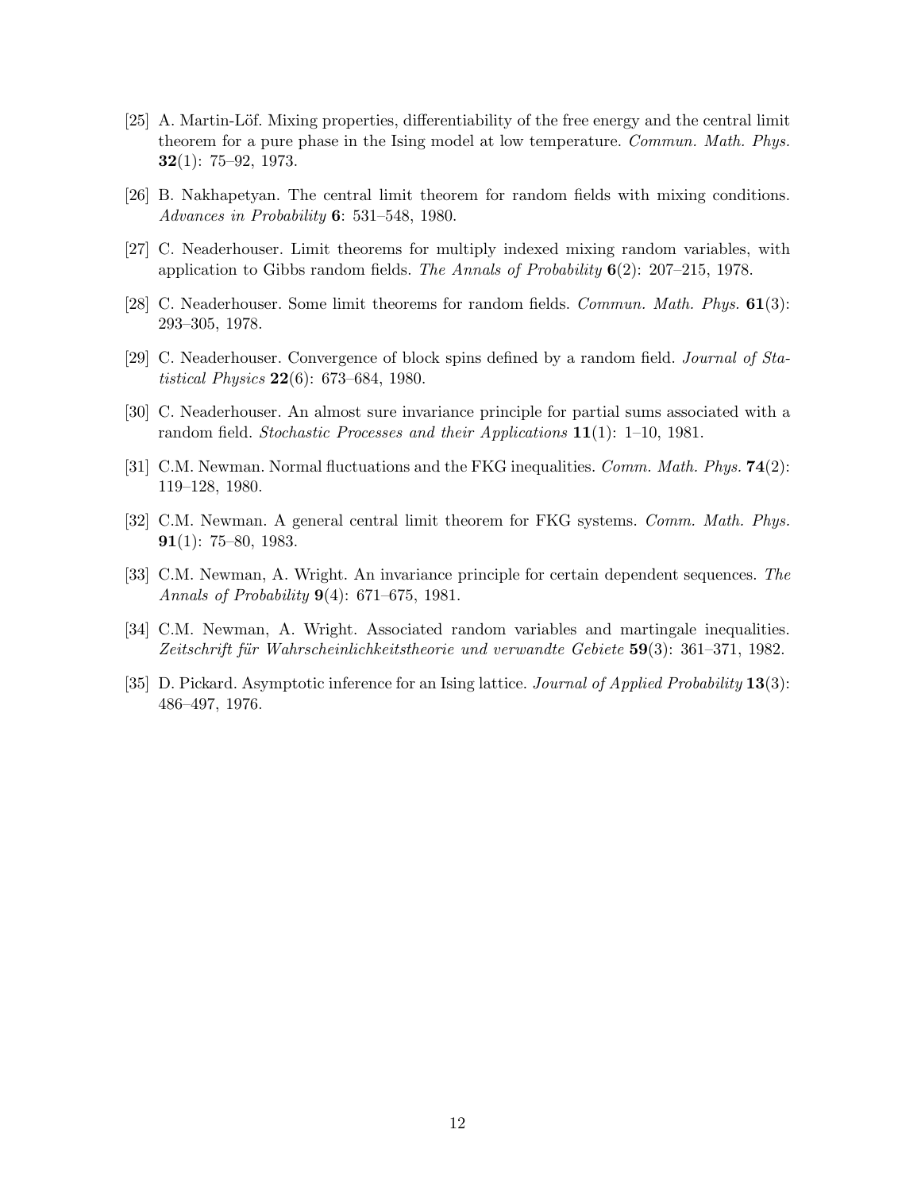[25] A. Martin-Löf. Mixing properties, differentiability of the free energy and the central limit theorem for a pure phase in the Ising model at low temperature. *Commun. Math. Phys.* **32**(1): 75–92, 1973.

[26] B. Nakhapetyan. The central limit theorem for random fields with mixing conditions. *Advances in Probability* **6**: 531–548, 1980.

[27] C. Neaderhouser. Limit theorems for multiply indexed mixing random variables, with application to Gibbs random fields. *The Annals of Probability* **6**(2): 207–215, 1978.

[28] C. Neaderhouser. Some limit theorems for random fields. *Commun. Math. Phys.* **61**(3): 293–305, 1978.

[29] C. Neaderhouser. Convergence of block spins defined by a random field. *Journal of Statistical Physics* **22**(6): 673–684, 1980.

[30] C. Neaderhouser. An almost sure invariance principle for partial sums associated with a random field. *Stochastic Processes and their Applications* **11**(1): 1–10, 1981.

[31] C.M. Newman. Normal fluctuations and the FKG inequalities. *Comm. Math. Phys.* **74**(2): 119–128, 1980.

[32] C.M. Newman. A general central limit theorem for FKG systems. *Comm. Math. Phys.* **91**(1): 75–80, 1983.

[33] C.M. Newman, A. Wright. An invariance principle for certain dependent sequences. *The Annals of Probability* **9**(4): 671–675, 1981.

[34] C.M. Newman, A. Wright. Associated random variables and martingale inequalities. *Zeitschrift für Wahrscheinlichkeitstheorie und verwandte Gebiete* **59**(3): 361–371, 1982.

[35] D. Pickard. Asymptotic inference for an Ising lattice. *Journal of Applied Probability* **13**(3): 486–497, 1976.